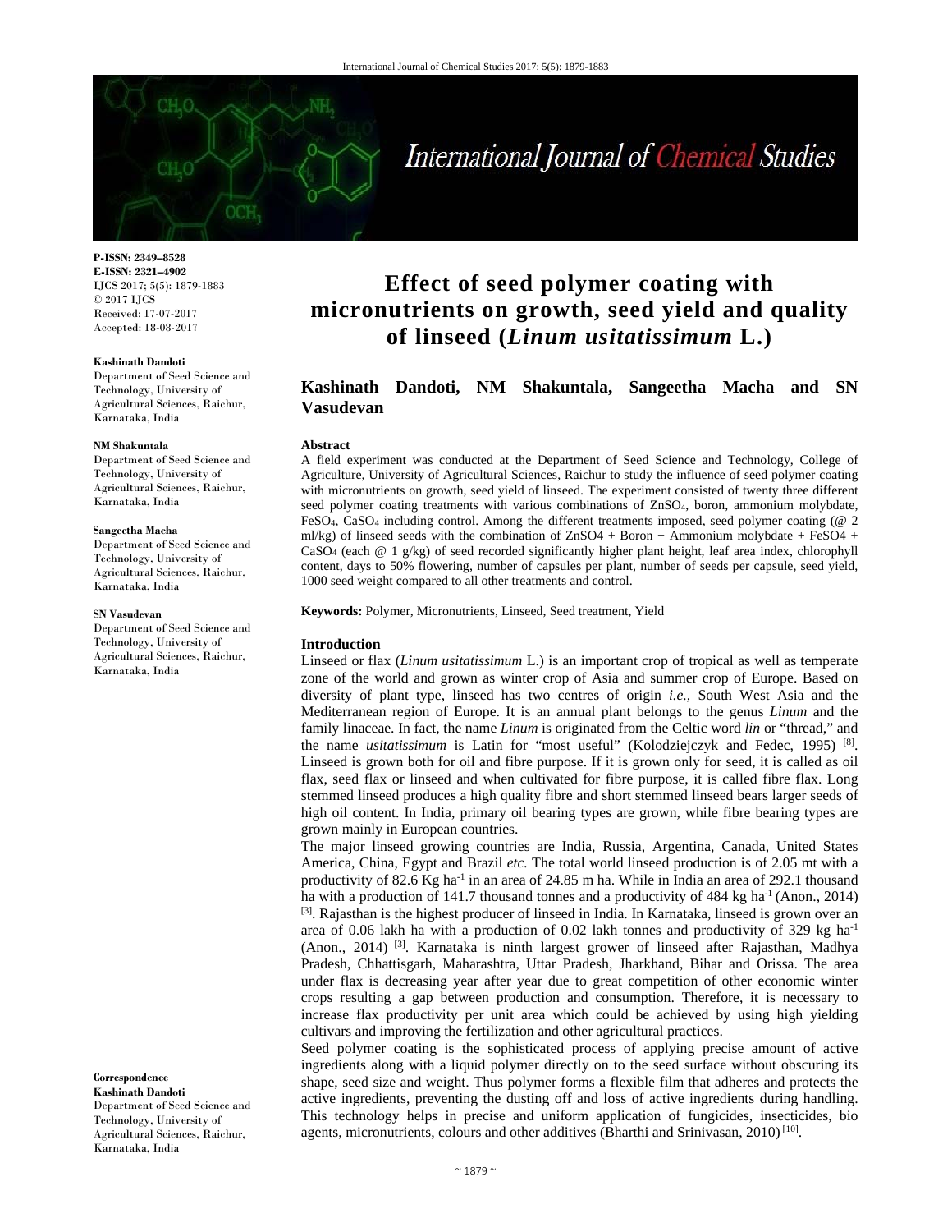P-ISSN: 2349–8528
E-ISSN: 2321–4902
IJCS 2017; 5(5): 1879-1883
© 2017 IJCS
Received: 17-07-2017
Accepted: 18-08-2017

**Kashinath Dandoti**
Department of Seed Science and Technology, University of Agricultural Sciences, Raichur, Karnataka, India

**NM Shakuntala**
Department of Seed Science and Technology, University of Agricultural Sciences, Raichur, Karnataka, India

**Sangeetha Macha**
Department of Seed Science and Technology, University of Agricultural Sciences, Raichur, Karnataka, India

**SN Vasudevan**
Department of Seed Science and Technology, University of Agricultural Sciences, Raichur, Karnataka, India

**Correspondence**
**Kashinath Dandoti**
Department of Seed Science and Technology, University of Agricultural Sciences, Raichur, Karnataka, India

# Effect of seed polymer coating with micronutrients on growth, seed yield and quality of linseed (*Linum usitatissimum* L.)

**Kashinath Dandoti, NM Shakuntala, Sangeetha Macha and SN Vasudevan**

**Abstract**

A field experiment was conducted at the Department of Seed Science and Technology, College of Agriculture, University of Agricultural Sciences, Raichur to study the influence of seed polymer coating with micronutrients on growth, seed yield of linseed. The experiment consisted of twenty three different seed polymer coating treatments with various combinations of $ZnSO_4$, boron, ammonium molybdate, $FeSO_4$, $CaSO_4$ including control. Among the different treatments imposed, seed polymer coating (@ 2 ml/kg) of linseed seeds with the combination of ZnSO4 + Boron + Ammonium molybdate + FeSO4 + $CaSO_4$ (each @ 1 g/kg) of seed recorded significantly higher plant height, leaf area index, chlorophyll content, days to 50% flowering, number of capsules per plant, number of seeds per capsule, seed yield, 1000 seed weight compared to all other treatments and control.

**Keywords:** Polymer, Micronutrients, Linseed, Seed treatment, Yield

## Introduction

Linseed or flax (*Linum usitatissimum* L.) is an important crop of tropical as well as temperate zone of the world and grown as winter crop of Asia and summer crop of Europe. Based on diversity of plant type, linseed has two centres of origin *i.e.*, South West Asia and the Mediterranean region of Europe. It is an annual plant belongs to the genus *Linum* and the family linaceae. In fact, the name *Linum* is originated from the Celtic word *lin* or "thread," and the name *usitatissimum* is Latin for "most useful" (Kolodziejczyk and Fedec, 1995) [8]. Linseed is grown both for oil and fibre purpose. If it is grown only for seed, it is called as oil flax, seed flax or linseed and when cultivated for fibre purpose, it is called fibre flax. Long stemmed linseed produces a high quality fibre and short stemmed linseed bears larger seeds of high oil content. In India, primary oil bearing types are grown, while fibre bearing types are grown mainly in European countries.

The major linseed growing countries are India, Russia, Argentina, Canada, United States America, China, Egypt and Brazil *etc*. The total world linseed production is of 2.05 mt with a productivity of 82.6 Kg $ha^{-1}$ in an area of 24.85 m ha. While in India an area of 292.1 thousand ha with a production of 141.7 thousand tonnes and a productivity of 484 kg $ha^{-1}$ (Anon., 2014) [3]. Rajasthan is the highest producer of linseed in India. In Karnataka, linseed is grown over an area of 0.06 lakh ha with a production of 0.02 lakh tonnes and productivity of 329 kg $ha^{-1}$ (Anon., 2014) [3]. Karnataka is ninth largest grower of linseed after Rajasthan, Madhya Pradesh, Chhattisgarh, Maharashtra, Uttar Pradesh, Jharkhand, Bihar and Orissa. The area under flax is decreasing year after year due to great competition of other economic winter crops resulting a gap between production and consumption. Therefore, it is necessary to increase flax productivity per unit area which could be achieved by using high yielding cultivars and improving the fertilization and other agricultural practices.

Seed polymer coating is the sophisticated process of applying precise amount of active ingredients along with a liquid polymer directly on to the seed surface without obscuring its shape, seed size and weight. Thus polymer forms a flexible film that adheres and protects the active ingredients, preventing the dusting off and loss of active ingredients during handling. This technology helps in precise and uniform application of fungicides, insecticides, bio agents, micronutrients, colours and other additives (Bharthi and Srinivasan, 2010) [10].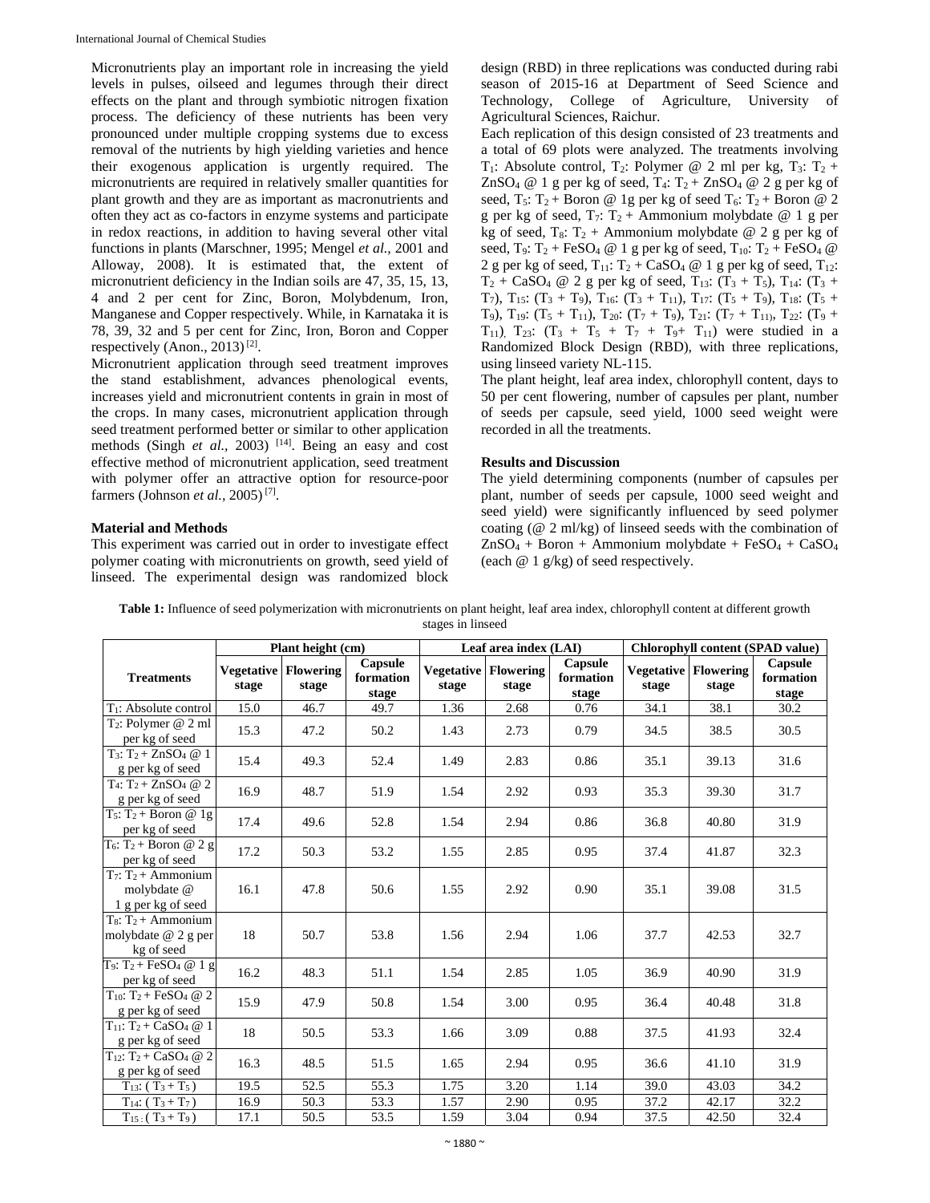Micronutrients play an important role in increasing the yield levels in pulses, oilseed and legumes through their direct effects on the plant and through symbiotic nitrogen fixation process. The deficiency of these nutrients has been very pronounced under multiple cropping systems due to excess removal of the nutrients by high yielding varieties and hence their exogenous application is urgently required. The micronutrients are required in relatively smaller quantities for plant growth and they are as important as macronutrients and often they act as co-factors in enzyme systems and participate in redox reactions, in addition to having several other vital functions in plants (Marschner, 1995; Mengel *et al.,* 2001 and Alloway, 2008). It is estimated that, the extent of micronutrient deficiency in the Indian soils are 47, 35, 15, 13, 4 and 2 per cent for Zinc, Boron, Molybdenum, Iron, Manganese and Copper respectively. While, in Karnataka it is 78, 39, 32 and 5 per cent for Zinc, Iron, Boron and Copper respectively (Anon., 2013) [2].

Micronutrient application through seed treatment improves the stand establishment, advances phenological events, increases yield and micronutrient contents in grain in most of the crops. In many cases, micronutrient application through seed treatment performed better or similar to other application methods (Singh *et al.,* 2003) [14]. Being an easy and cost effective method of micronutrient application, seed treatment with polymer offer an attractive option for resource-poor farmers (Johnson *et al.,* 2005) [7].

**Material and Methods**

This experiment was carried out in order to investigate effect polymer coating with micronutrients on growth, seed yield of linseed. The experimental design was randomized block design (RBD) in three replications was conducted during rabi season of 2015-16 at Department of Seed Science and Technology, College of Agriculture, University of Agricultural Sciences, Raichur.

Each replication of this design consisted of 23 treatments and a total of 69 plots were analyzed. The treatments involving $T_1$: Absolute control, $T_2$: Polymer @ 2 ml per kg, $T_3$: $T_2$ + $ZnSO_4$ @ 1 g per kg of seed, $T_4$: $T_2$ + $ZnSO_4$ @ 2 g per kg of seed, $T_5$: $T_2$ + Boron @ 1g per kg of seed $T_6$: $T_2$ + Boron @ 2 g per kg of seed, $T_7$: $T_2$ + Ammonium molybdate @ 1 g per kg of seed, $T_8$: $T_2$ + Ammonium molybdate @ 2 g per kg of seed, $T_9$: $T_2$ + $FeSO_4$ @ 1 g per kg of seed, $T_{10}$: $T_2$ + $FeSO_4$ @ 2 g per kg of seed, $T_{11}$: $T_2$ + $CaSO_4$ @ 1 g per kg of seed, $T_{12}$: $T_2$ + $CaSO_4$ @ 2 g per kg of seed, $T_{13}$: ($T_3$ + $T_5$), $T_{14}$: ($T_3$ + $T_7$), $T_{15}$: ($T_3$ + $T_9$), $T_{16}$: ($T_3$ + $T_{11}$), $T_{17}$: ($T_5$ + $T_9$), $T_{18}$: ($T_5$ + $T_9$), $T_{19}$: ($T_5$ + $T_{11}$), $T_{20}$: ($T_7$ + $T_9$), $T_{21}$: ($T_7$ + $T_{11}$), $T_{22}$: ($T_9$ + $T_{11}$), $T_{23}$: ($T_3$ + $T_5$ + $T_7$ + $T_9$+ $T_{11}$) were studied in a Randomized Block Design (RBD), with three replications, using linseed variety NL-115.

The plant height, leaf area index, chlorophyll content, days to 50 per cent flowering, number of capsules per plant, number of seeds per capsule, seed yield, 1000 seed weight were recorded in all the treatments.

**Results and Discussion**

The yield determining components (number of capsules per plant, number of seeds per capsule, 1000 seed weight and seed yield) were significantly influenced by seed polymer coating (@ 2 ml/kg) of linseed seeds with the combination of $ZnSO_4$ + Boron + Ammonium molybdate + $FeSO_4$ + $CaSO_4$ (each @ 1 g/kg) of seed respectively.

**Table 1:** Influence of seed polymerization with micronutrients on plant height, leaf area index, chlorophyll content at different growth stages in linseed

| Treatments | Plant height (cm) | | | Leaf area index (LAI) | | | Chlorophyll content (SPAD value) | | |
|---|---|---|---|---|---|---|---|---|---|
| | Vegetative stage | Flowering stage | Capsule formation stage | Vegetative stage | Flowering stage | Capsule formation stage | Vegetative stage | Flowering stage | Capsule formation stage |
| $T_1$: Absolute control | 15.0 | 46.7 | 49.7 | 1.36 | 2.68 | 0.76 | 34.1 | 38.1 | 30.2 |
| $T_2$: Polymer @ 2 ml per kg of seed | 15.3 | 47.2 | 50.2 | 1.43 | 2.73 | 0.79 | 34.5 | 38.5 | 30.5 |
| $T_3$: $T_2$ + $ZnSO_4$ @ 1 g per kg of seed | 15.4 | 49.3 | 52.4 | 1.49 | 2.83 | 0.86 | 35.1 | 39.13 | 31.6 |
| $T_4$: $T_2$ + $ZnSO_4$ @ 2 g per kg of seed | 16.9 | 48.7 | 51.9 | 1.54 | 2.92 | 0.93 | 35.3 | 39.30 | 31.7 |
| $T_5$: $T_2$ + Boron @ 1g per kg of seed | 17.4 | 49.6 | 52.8 | 1.54 | 2.94 | 0.86 | 36.8 | 40.80 | 31.9 |
| $T_6$: $T_2$ + Boron @ 2 g per kg of seed | 17.2 | 50.3 | 53.2 | 1.55 | 2.85 | 0.95 | 37.4 | 41.87 | 32.3 |
| $T_7$: $T_2$ + Ammonium molybdate @ 1 g per kg of seed | 16.1 | 47.8 | 50.6 | 1.55 | 2.92 | 0.90 | 35.1 | 39.08 | 31.5 |
| $T_8$: $T_2$ + Ammonium molybdate @ 2 g per kg of seed | 18 | 50.7 | 53.8 | 1.56 | 2.94 | 1.06 | 37.7 | 42.53 | 32.7 |
| $T_9$: $T_2$ + $FeSO_4$ @ 1 g per kg of seed | 16.2 | 48.3 | 51.1 | 1.54 | 2.85 | 1.05 | 36.9 | 40.90 | 31.9 |
| $T_{10}$: $T_2$ + $FeSO_4$ @ 2 g per kg of seed | 15.9 | 47.9 | 50.8 | 1.54 | 3.00 | 0.95 | 36.4 | 40.48 | 31.8 |
| $T_{11}$: $T_2$ + $CaSO_4$ @ 1 g per kg of seed | 18 | 50.5 | 53.3 | 1.66 | 3.09 | 0.88 | 37.5 | 41.93 | 32.4 |
| $T_{12}$: $T_2$ + $CaSO_4$ @ 2 g per kg of seed | 16.3 | 48.5 | 51.5 | 1.65 | 2.94 | 0.95 | 36.6 | 41.10 | 31.9 |
| $T_{13}$: ( $T_3$ + $T_5$ ) | 19.5 | 52.5 | 55.3 | 1.75 | 3.20 | 1.14 | 39.0 | 43.03 | 34.2 |
| $T_{14}$: ( $T_3$ + $T_7$ ) | 16.9 | 50.3 | 53.3 | 1.57 | 2.90 | 0.95 | 37.2 | 42.17 | 32.2 |
| $T_{15}$ : ( $T_3$ + $T_9$ ) | 17.1 | 50.5 | 53.5 | 1.59 | 3.04 | 0.94 | 37.5 | 42.50 | 32.4 |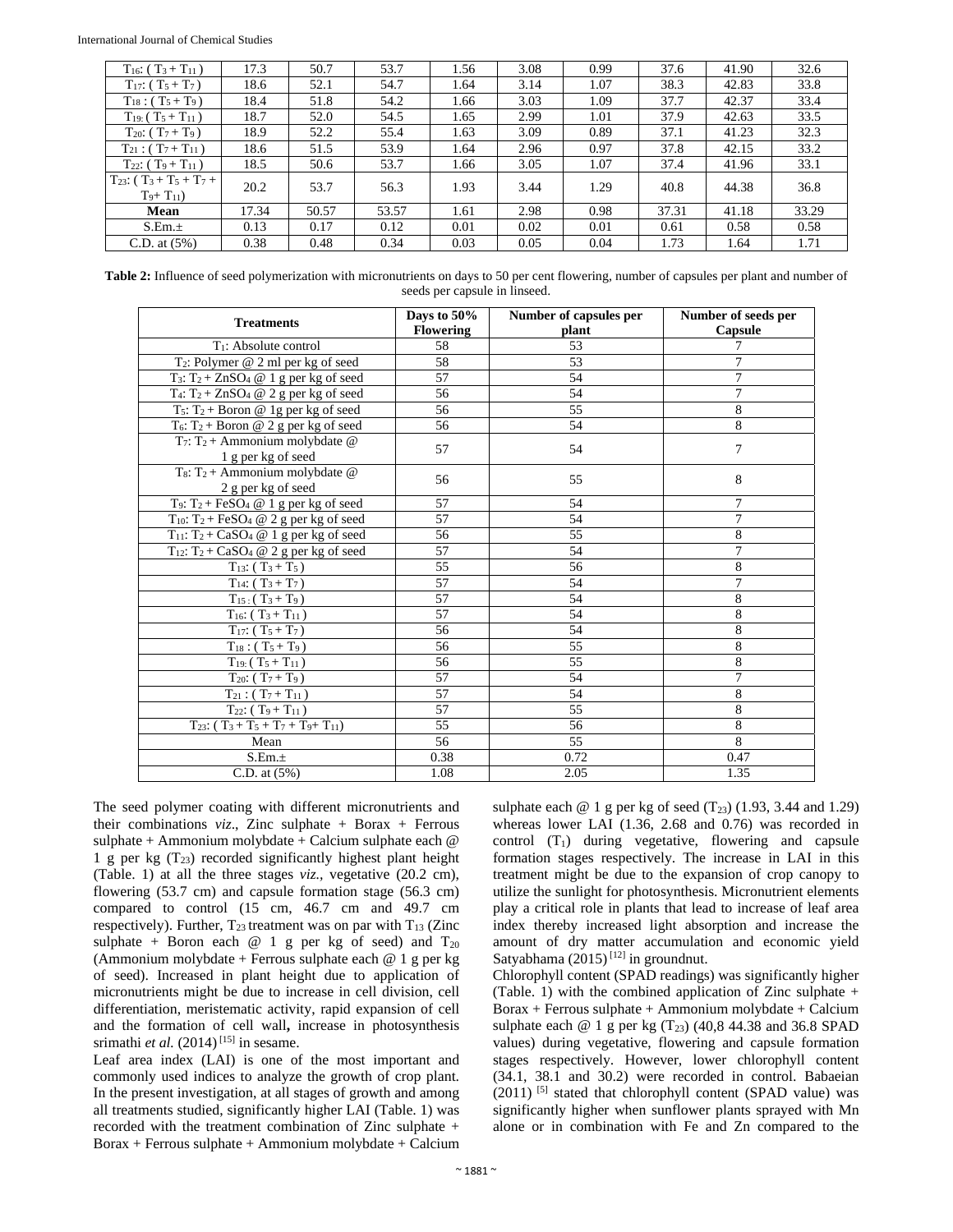| $T_{16}$: ( $T_3 + T_{11}$ ) | 17.3 | 50.7 | 53.7 | 1.56 | 3.08 | 0.99 | 37.6 | 41.90 | 32.6 |
|---|---|---|---|---|---|---|---|---|---|
| $T_{17}$: ( $T_5 + T_7$ ) | 18.6 | 52.1 | 54.7 | 1.64 | 3.14 | 1.07 | 38.3 | 42.83 | 33.8 |
| $T_{18}$ : ( $T_5 + T_9$ ) | 18.4 | 51.8 | 54.2 | 1.66 | 3.03 | 1.09 | 37.7 | 42.37 | 33.4 |
| $T_{19}$: ( $T_5 + T_{11}$ ) | 18.7 | 52.0 | 54.5 | 1.65 | 2.99 | 1.01 | 37.9 | 42.63 | 33.5 |
| $T_{20}$: ( $T_7 + T_9$ ) | 18.9 | 52.2 | 55.4 | 1.63 | 3.09 | 0.89 | 37.1 | 41.23 | 32.3 |
| $T_{21}$ : ( $T_7 + T_{11}$ ) | 18.6 | 51.5 | 53.9 | 1.64 | 2.96 | 0.97 | 37.8 | 42.15 | 33.2 |
| $T_{22}$: ( $T_9 + T_{11}$ ) | 18.5 | 50.6 | 53.7 | 1.66 | 3.05 | 1.07 | 37.4 | 41.96 | 33.1 |
| $T_{23}$: ( $T_3 + T_5 + T_7 + T_9 + T_{11}$) | 20.2 | 53.7 | 56.3 | 1.93 | 3.44 | 1.29 | 40.8 | 44.38 | 36.8 |
| **Mean** | 17.34 | 50.57 | 53.57 | 1.61 | 2.98 | 0.98 | 37.31 | 41.18 | 33.29 |
| S.Em.± | 0.13 | 0.17 | 0.12 | 0.01 | 0.02 | 0.01 | 0.61 | 0.58 | 0.58 |
| C.D. at (5%) | 0.38 | 0.48 | 0.34 | 0.03 | 0.05 | 0.04 | 1.73 | 1.64 | 1.71 |

**Table 2:** Influence of seed polymerization with micronutrients on days to 50 per cent flowering, number of capsules per plant and number of seeds per capsule in linseed.

| Treatments | Days to 50% Flowering | Number of capsules per plant | Number of seeds per Capsule |
|---|---|---|---|
| $T_1$: Absolute control | 58 | 53 | 7 |
| $T_2$: Polymer @ 2 ml per kg of seed | 58 | 53 | 7 |
| $T_3$: $T_2$ + $ZnSO_4$ @ 1 g per kg of seed | 57 | 54 | 7 |
| $T_4$: $T_2$ + $ZnSO_4$ @ 2 g per kg of seed | 56 | 54 | 7 |
| $T_5$: $T_2$ + Boron @ 1g per kg of seed | 56 | 55 | 8 |
| $T_6$: $T_2$ + Boron @ 2 g per kg of seed | 56 | 54 | 8 |
| $T_7$: $T_2$ + Ammonium molybdate @ 1 g per kg of seed | 57 | 54 | 7 |
| $T_8$: $T_2$ + Ammonium molybdate @ 2 g per kg of seed | 56 | 55 | 8 |
| $T_9$: $T_2$ + $FeSO_4$ @ 1 g per kg of seed | 57 | 54 | 7 |
| $T_{10}$: $T_2$ + $FeSO_4$ @ 2 g per kg of seed | 57 | 54 | 7 |
| $T_{11}$: $T_2$ + $CaSO_4$ @ 1 g per kg of seed | 56 | 55 | 8 |
| $T_{12}$: $T_2$ + $CaSO_4$ @ 2 g per kg of seed | 57 | 54 | 7 |
| $T_{13}$: ( $T_3 + T_5$ ) | 55 | 56 | 8 |
| $T_{14}$: ( $T_3 + T_7$ ) | 57 | 54 | 7 |
| $T_{15}$ : ( $T_3 + T_9$ ) | 57 | 54 | 8 |
| $T_{16}$: ( $T_3 + T_{11}$ ) | 57 | 54 | 8 |
| $T_{17}$: ( $T_5 + T_7$ ) | 56 | 54 | 8 |
| $T_{18}$ : ( $T_5 + T_9$ ) | 56 | 55 | 8 |
| $T_{19}$: ( $T_5 + T_{11}$ ) | 56 | 55 | 8 |
| $T_{20}$: ( $T_7 + T_9$ ) | 57 | 54 | 7 |
| $T_{21}$ : ( $T_7 + T_{11}$ ) | 57 | 54 | 8 |
| $T_{22}$: ( $T_9 + T_{11}$ ) | 57 | 55 | 8 |
| $T_{23}$: ( $T_3 + T_5 + T_7 + T_9 + T_{11}$) | 55 | 56 | 8 |
| Mean | 56 | 55 | 8 |
| S.Em.± | 0.38 | 0.72 | 0.47 |
| C.D. at (5%) | 1.08 | 2.05 | 1.35 |

The seed polymer coating with different micronutrients and their combinations *viz*., Zinc sulphate + Borax + Ferrous sulphate + Ammonium molybdate + Calcium sulphate each @ 1 g per kg ($T_{23}$) recorded significantly highest plant height (Table. 1) at all the three stages *viz.*, vegetative (20.2 cm), flowering (53.7 cm) and capsule formation stage (56.3 cm) compared to control (15 cm, 46.7 cm and 49.7 cm respectively). Further, $T_{23}$ treatment was on par with $T_{13}$ (Zinc sulphate + Boron each @ 1 g per kg of seed) and $T_{20}$ (Ammonium molybdate + Ferrous sulphate each @ 1 g per kg of seed). Increased in plant height due to application of micronutrients might be due to increase in cell division, cell differentiation, meristematic activity, rapid expansion of cell and the formation of cell wall**,** increase in photosynthesis srimathi *et al.* (2014) [15] in sesame.

Leaf area index (LAI) is one of the most important and commonly used indices to analyze the growth of crop plant. In the present investigation, at all stages of growth and among all treatments studied, significantly higher LAI (Table. 1) was recorded with the treatment combination of Zinc sulphate + Borax + Ferrous sulphate + Ammonium molybdate + Calcium sulphate each @ 1 g per kg of seed ($T_{23}$) (1.93, 3.44 and 1.29) whereas lower LAI (1.36, 2.68 and 0.76) was recorded in control ($T_1$) during vegetative, flowering and capsule formation stages respectively. The increase in LAI in this treatment might be due to the expansion of crop canopy to utilize the sunlight for photosynthesis. Micronutrient elements play a critical role in plants that lead to increase of leaf area index thereby increased light absorption and increase the amount of dry matter accumulation and economic yield Satyabhama (2015) [12] in groundnut.

Chlorophyll content (SPAD readings) was significantly higher (Table. 1) with the combined application of Zinc sulphate + Borax + Ferrous sulphate + Ammonium molybdate + Calcium sulphate each @ 1 g per kg ($T_{23}$) (40,8 44.38 and 36.8 SPAD values) during vegetative, flowering and capsule formation stages respectively. However, lower chlorophyll content (34.1, 38.1 and 30.2) were recorded in control. Babaeian (2011) [5] stated that chlorophyll content (SPAD value) was significantly higher when sunflower plants sprayed with Mn alone or in combination with Fe and Zn compared to the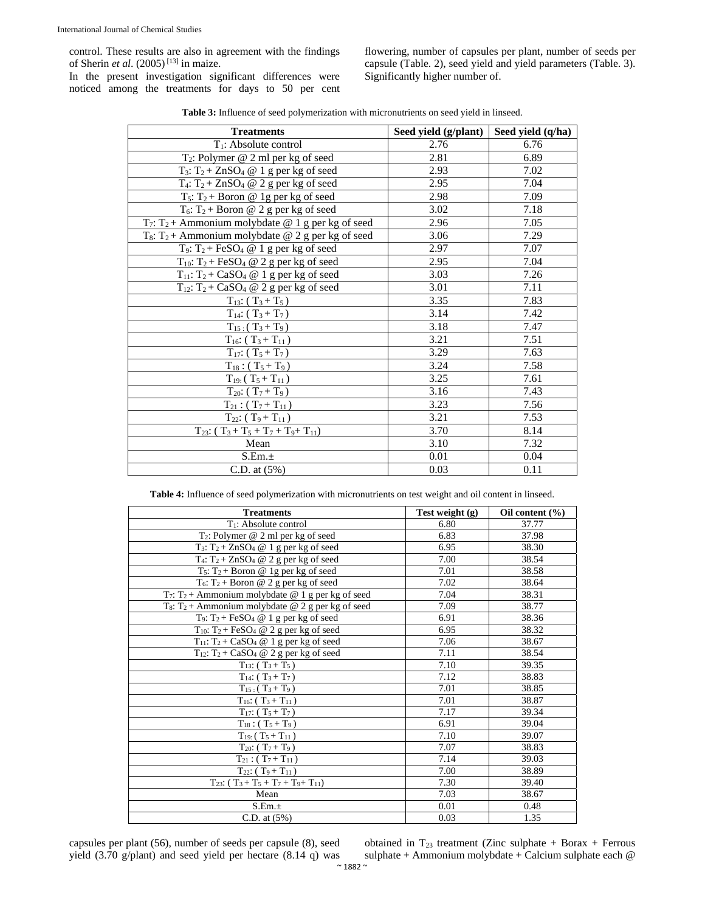control. These results are also in agreement with the findings of Sherin *et al*. (2005) [13] in maize.

In the present investigation significant differences were noticed among the treatments for days to 50 per cent flowering, number of capsules per plant, number of seeds per capsule (Table. 2), seed yield and yield parameters (Table. 3). Significantly higher number of.

**Table 3:** Influence of seed polymerization with micronutrients on seed yield in linseed.

| Treatments | Seed yield (g/plant) | Seed yield (q/ha) |
|---|---|---|
| $T_1$: Absolute control | 2.76 | 6.76 |
| $T_2$: Polymer @ 2 ml per kg of seed | 2.81 | 6.89 |
| $T_3$: $T_2$ + $ZnSO_4$ @ 1 g per kg of seed | 2.93 | 7.02 |
| $T_4$: $T_2$ + $ZnSO_4$ @ 2 g per kg of seed | 2.95 | 7.04 |
| $T_5$: $T_2$ + Boron @ 1g per kg of seed | 2.98 | 7.09 |
| $T_6$: $T_2$ + Boron @ 2 g per kg of seed | 3.02 | 7.18 |
| $T_7$: $T_2$ + Ammonium molybdate @ 1 g per kg of seed | 2.96 | 7.05 |
| $T_8$: $T_2$ + Ammonium molybdate @ 2 g per kg of seed | 3.06 | 7.29 |
| $T_9$: $T_2$ + $FeSO_4$ @ 1 g per kg of seed | 2.97 | 7.07 |
| $T_{10}$: $T_2$ + $FeSO_4$ @ 2 g per kg of seed | 2.95 | 7.04 |
| $T_{11}$: $T_2$ + $CaSO_4$ @ 1 g per kg of seed | 3.03 | 7.26 |
| $T_{12}$: $T_2$ + $CaSO_4$ @ 2 g per kg of seed | 3.01 | 7.11 |
| $T_{13}$: ( $T_3$ + $T_5$ ) | 3.35 | 7.83 |
| $T_{14}$: ( $T_3$ + $T_7$ ) | 3.14 | 7.42 |
| $T_{15}$ : ( $T_3$ + $T_9$ ) | 3.18 | 7.47 |
| $T_{16}$: ( $T_3$ + $T_{11}$ ) | 3.21 | 7.51 |
| $T_{17}$: ( $T_5$ + $T_7$ ) | 3.29 | 7.63 |
| $T_{18}$ : ( $T_5$ + $T_9$ ) | 3.24 | 7.58 |
| $T_{19}$: ( $T_5$ + $T_{11}$ ) | 3.25 | 7.61 |
| $T_{20}$: ( $T_7$ + $T_9$ ) | 3.16 | 7.43 |
| $T_{21}$ : ( $T_7$ + $T_{11}$ ) | 3.23 | 7.56 |
| $T_{22}$: ( $T_9$ + $T_{11}$ ) | 3.21 | 7.53 |
| $T_{23}$: ( $T_3$ + $T_5$ + $T_7$ + $T_9$+ $T_{11}$) | 3.70 | 8.14 |
| Mean | 3.10 | 7.32 |
| S.Em.± | 0.01 | 0.04 |
| C.D. at (5%) | 0.03 | 0.11 |

**Table 4:** Influence of seed polymerization with micronutrients on test weight and oil content in linseed.

| Treatments | Test weight (g) | Oil content (%) |
|---|---|---|
| $T_1$: Absolute control | 6.80 | 37.77 |
| $T_2$: Polymer @ 2 ml per kg of seed | 6.83 | 37.98 |
| $T_3$: $T_2$ + $ZnSO_4$ @ 1 g per kg of seed | 6.95 | 38.30 |
| $T_4$: $T_2$ + $ZnSO_4$ @ 2 g per kg of seed | 7.00 | 38.54 |
| $T_5$: $T_2$ + Boron @ 1g per kg of seed | 7.01 | 38.58 |
| $T_6$: $T_2$ + Boron @ 2 g per kg of seed | 7.02 | 38.64 |
| $T_7$: $T_2$ + Ammonium molybdate @ 1 g per kg of seed | 7.04 | 38.31 |
| $T_8$: $T_2$ + Ammonium molybdate @ 2 g per kg of seed | 7.09 | 38.77 |
| $T_9$: $T_2$ + $FeSO_4$ @ 1 g per kg of seed | 6.91 | 38.36 |
| $T_{10}$: $T_2$ + $FeSO_4$ @ 2 g per kg of seed | 6.95 | 38.32 |
| $T_{11}$: $T_2$ + $CaSO_4$ @ 1 g per kg of seed | 7.06 | 38.67 |
| $T_{12}$: $T_2$ + $CaSO_4$ @ 2 g per kg of seed | 7.11 | 38.54 |
| $T_{13}$: ( $T_3$ + $T_5$ ) | 7.10 | 39.35 |
| $T_{14}$: ( $T_3$ + $T_7$ ) | 7.12 | 38.83 |
| $T_{15}$ : ( $T_3$ + $T_9$ ) | 7.01 | 38.85 |
| $T_{16}$: ( $T_3$ + $T_{11}$ ) | 7.01 | 38.87 |
| $T_{17}$: ( $T_5$ + $T_7$ ) | 7.17 | 39.34 |
| $T_{18}$ : ( $T_5$ + $T_9$ ) | 6.91 | 39.04 |
| $T_{19}$: ( $T_5$ + $T_{11}$ ) | 7.10 | 39.07 |
| $T_{20}$: ( $T_7$ + $T_9$ ) | 7.07 | 38.83 |
| $T_{21}$ : ( $T_7$ + $T_{11}$ ) | 7.14 | 39.03 |
| $T_{22}$: ( $T_9$ + $T_{11}$ ) | 7.00 | 38.89 |
| $T_{23}$: ( $T_3$ + $T_5$ + $T_7$ + $T_9$+ $T_{11}$) | 7.30 | 39.40 |
| Mean | 7.03 | 38.67 |
| S.Em.± | 0.01 | 0.48 |
| C.D. at (5%) | 0.03 | 1.35 |

capsules per plant (56), number of seeds per capsule (8), seed yield (3.70 g/plant) and seed yield per hectare (8.14 q) was obtained in $T_{23}$ treatment (Zinc sulphate + Borax + Ferrous sulphate + Ammonium molybdate + Calcium sulphate each @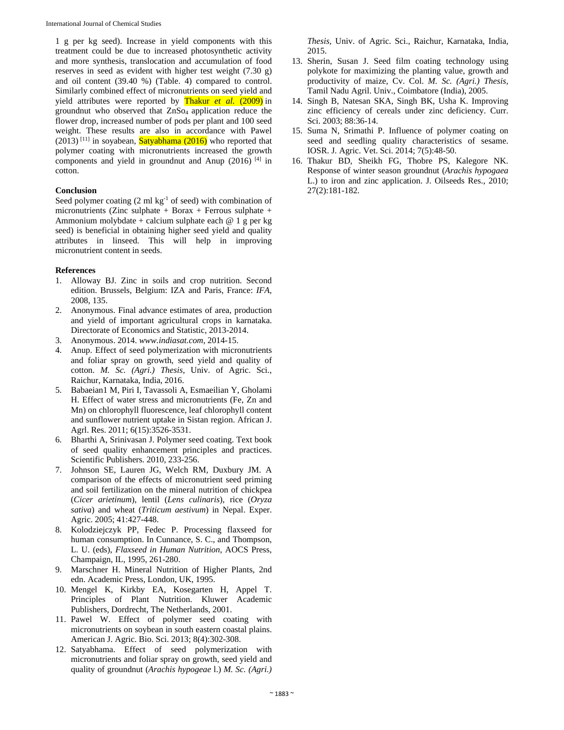1 g per kg seed). Increase in yield components with this treatment could be due to increased photosynthetic activity and more synthesis, translocation and accumulation of food reserves in seed as evident with higher test weight (7.30 g) and oil content (39.40 %) (Table. 4) compared to control. Similarly combined effect of micronutrients on seed yield and yield attributes were reported by Thakur *et al.* (2009) in groundnut who observed that $ZnSo_4$ application reduce the flower drop, increased number of pods per plant and 100 seed weight. These results are also in accordance with Pawel (2013) [11] in soyabean, Satyabhama (2016) who reported that polymer coating with micronutrients increased the growth components and yield in groundnut and Anup (2016) [4] in cotton.

**Conclusion**

Seed polymer coating (2 ml $kg^{-1}$ of seed) with combination of micronutrients (Zinc sulphate + Borax + Ferrous sulphate + Ammonium molybdate + calcium sulphate each @ 1 g per kg seed) is beneficial in obtaining higher seed yield and quality attributes in linseed. This will help in improving micronutrient content in seeds.

**References**

1. Alloway BJ. Zinc in soils and crop nutrition. Second edition. Brussels, Belgium: IZA and Paris, France: *IFA*, 2008, 135.
2. Anonymous. Final advance estimates of area, production and yield of important agricultural crops in karnataka. Directorate of Economics and Statistic, 2013-2014.
3. Anonymous. 2014. *www.indiasat.com*, 2014-15.
4. Anup. Effect of seed polymerization with micronutrients and foliar spray on growth, seed yield and quality of cotton. *M. Sc. (Agri.) Thesis*, Univ. of Agric. Sci., Raichur, Karnataka, India, 2016.
5. Babaeian1 M, Piri I, Tavassoli A, Esmaeilian Y, Gholami H. Effect of water stress and micronutrients (Fe, Zn and Mn) on chlorophyll fluorescence, leaf chlorophyll content and sunflower nutrient uptake in Sistan region. African J. Agrl. Res. 2011; 6(15):3526-3531.
6. Bharthi A, Srinivasan J. Polymer seed coating. Text book of seed quality enhancement principles and practices. Scientific Publishers. 2010, 233-256.
7. Johnson SE, Lauren JG, Welch RM, Duxbury JM. A comparison of the effects of micronutrient seed priming and soil fertilization on the mineral nutrition of chickpea (*Cicer arietinum*), lentil (*Lens culinaris*), rice (*Oryza sativa*) and wheat (*Triticum aestivum*) in Nepal. Exper. Agric. 2005; 41:427-448.
8. Kolodziejczyk PP, Fedec P. Processing flaxseed for human consumption. In Cunnance, S. C., and Thompson, L. U. (eds), *Flaxseed in Human Nutrition*, AOCS Press, Champaign, IL, 1995, 261-280.
9. Marschner H. Mineral Nutrition of Higher Plants, 2nd edn. Academic Press, London, UK, 1995.
10. Mengel K, Kirkby EA, Kosegarten H, Appel T. Principles of Plant Nutrition. Kluwer Academic Publishers, Dordrecht, The Netherlands, 2001.
11. Pawel W. Effect of polymer seed coating with micronutrients on soybean in south eastern coastal plains. American J. Agric. Bio. Sci. 2013; 8(4):302-308.
12. Satyabhama. Effect of seed polymerization with micronutrients and foliar spray on growth, seed yield and quality of groundnut (*Arachis hypogeae* l.) *M. Sc. (Agri.) Thesis*, Univ. of Agric. Sci., Raichur, Karnataka, India, 2015.
13. Sherin, Susan J. Seed film coating technology using polykote for maximizing the planting value, growth and productivity of maize, Cv. Col. *M. Sc. (Agri.) Thesis*, Tamil Nadu Agril. Univ., Coimbatore (India), 2005.
14. Singh B, Natesan SKA, Singh BK, Usha K. Improving zinc efficiency of cereals under zinc deficiency. Curr. Sci. 2003; 88:36-14.
15. Suma N, Srimathi P. Influence of polymer coating on seed and seedling quality characteristics of sesame. IOSR. J. Agric. Vet. Sci. 2014; 7(5):48-50.
16. Thakur BD, Sheikh FG, Thobre PS, Kalegore NK. Response of winter season groundnut (*Arachis hypogaea* L.) to iron and zinc application. J. Oilseeds Res., 2010; 27(2):181-182.